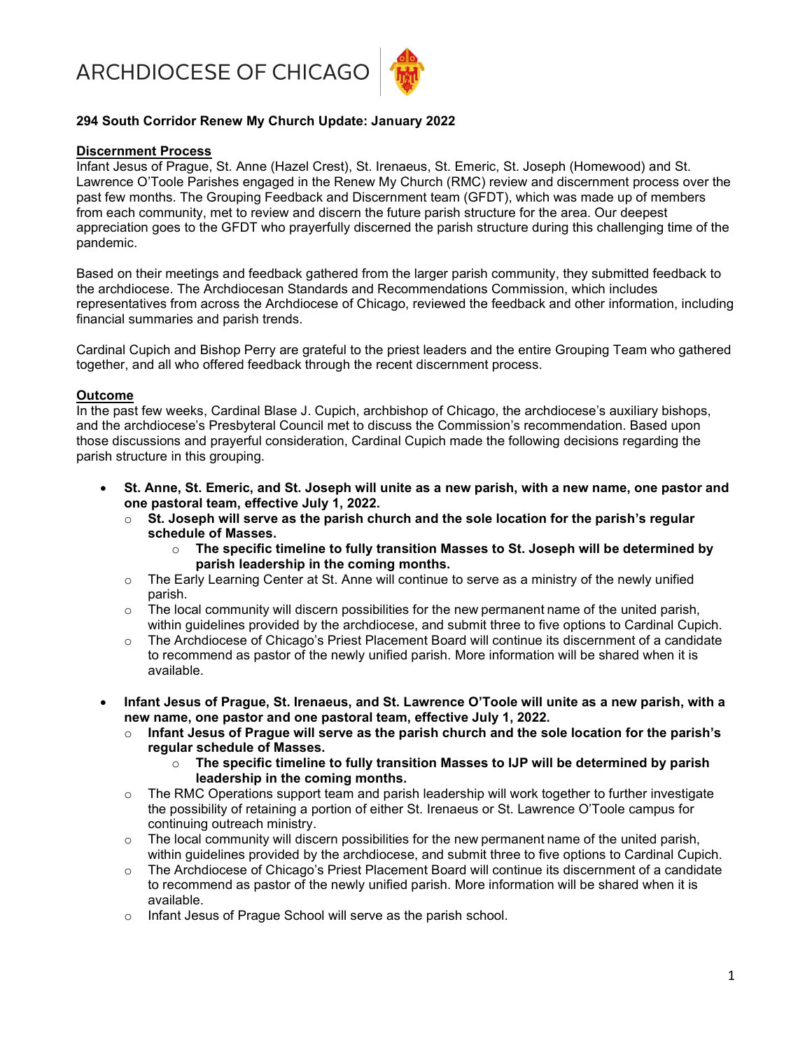# ARCHDIOCESE OF CHICAGO

**294 South Corridor Renew My Church Update: January 2022**

## Discernment Process

Infant Jesus of Prague, St. Anne (Hazel Crest), St. Irenaeus, St. Emeric, St. Joseph (Homewood) and St. Lawrence O'Toole Parishes engaged in the Renew My Church (RMC) review and discernment process over the past few months. The Grouping Feedback and Discernment team (GFDT), which was made up of members from each community, met to review and discern the future parish structure for the area. Our deepest appreciation goes to the GFDT who prayerfully discerned the parish structure during this challenging time of the pandemic.

Based on their meetings and feedback gathered from the larger parish community, they submitted feedback to the archdiocese. The Archdiocesan Standards and Recommendations Commission, which includes representatives from across the Archdiocese of Chicago, reviewed the feedback and other information, including financial summaries and parish trends.

Cardinal Cupich and Bishop Perry are grateful to the priest leaders and the entire Grouping Team who gathered together, and all who offered feedback through the recent discernment process.

## Outcome

In the past few weeks, Cardinal Blase J. Cupich, archbishop of Chicago, the archdiocese's auxiliary bishops, and the archdiocese's Presbyteral Council met to discuss the Commission's recommendation. Based upon those discussions and prayerful consideration, Cardinal Cupich made the following decisions regarding the parish structure in this grouping.

- **St. Anne, St. Emeric, and St. Joseph will unite as a new parish, with a new name, one pastor and one pastoral team, effective July 1, 2022.**
  - **St. Joseph will serve as the parish church and the sole location for the parish's regular schedule of Masses.**
    - **The specific timeline to fully transition Masses to St. Joseph will be determined by parish leadership in the coming months.**
  - The Early Learning Center at St. Anne will continue to serve as a ministry of the newly unified parish.
  - The local community will discern possibilities for the new permanent name of the united parish, within guidelines provided by the archdiocese, and submit three to five options to Cardinal Cupich.
  - The Archdiocese of Chicago's Priest Placement Board will continue its discernment of a candidate to recommend as pastor of the newly unified parish. More information will be shared when it is available.

- **Infant Jesus of Prague, St. Irenaeus, and St. Lawrence O'Toole will unite as a new parish, with a new name, one pastor and one pastoral team, effective July 1, 2022.**
  - **Infant Jesus of Prague will serve as the parish church and the sole location for the parish's regular schedule of Masses.**
    - **The specific timeline to fully transition Masses to IJP will be determined by parish leadership in the coming months.**
  - The RMC Operations support team and parish leadership will work together to further investigate the possibility of retaining a portion of either St. Irenaeus or St. Lawrence O'Toole campus for continuing outreach ministry.
  - The local community will discern possibilities for the new permanent name of the united parish, within guidelines provided by the archdiocese, and submit three to five options to Cardinal Cupich.
  - The Archdiocese of Chicago's Priest Placement Board will continue its discernment of a candidate to recommend as pastor of the newly unified parish. More information will be shared when it is available.
  - Infant Jesus of Prague School will serve as the parish school.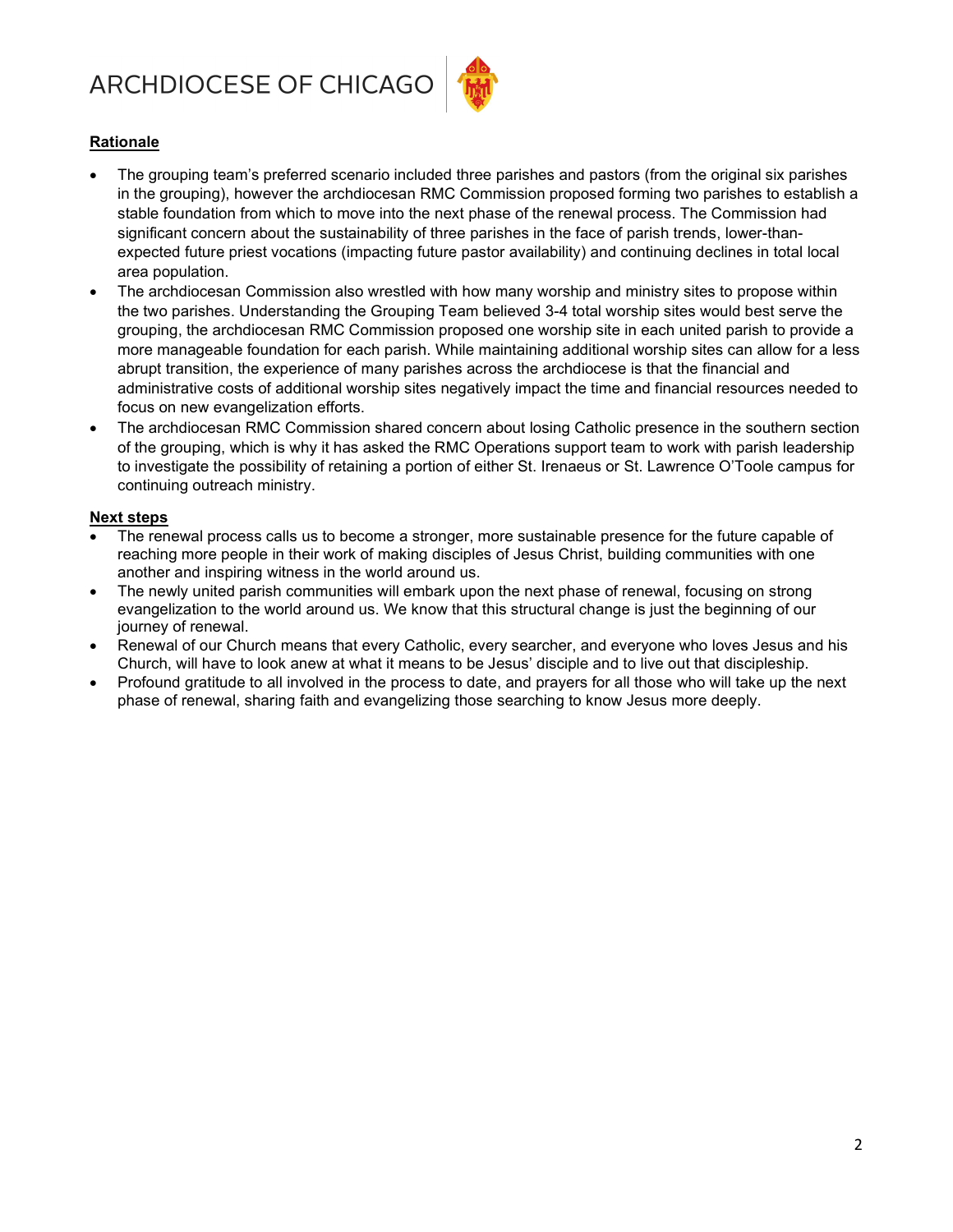**Rationale**

- The grouping team's preferred scenario included three parishes and pastors (from the original six parishes in the grouping), however the archdiocesan RMC Commission proposed forming two parishes to establish a stable foundation from which to move into the next phase of the renewal process. The Commission had significant concern about the sustainability of three parishes in the face of parish trends, lower-than-expected future priest vocations (impacting future pastor availability) and continuing declines in total local area population.
- The archdiocesan Commission also wrestled with how many worship and ministry sites to propose within the two parishes. Understanding the Grouping Team believed 3-4 total worship sites would best serve the grouping, the archdiocesan RMC Commission proposed one worship site in each united parish to provide a more manageable foundation for each parish. While maintaining additional worship sites can allow for a less abrupt transition, the experience of many parishes across the archdiocese is that the financial and administrative costs of additional worship sites negatively impact the time and financial resources needed to focus on new evangelization efforts.
- The archdiocesan RMC Commission shared concern about losing Catholic presence in the southern section of the grouping, which is why it has asked the RMC Operations support team to work with parish leadership to investigate the possibility of retaining a portion of either St. Irenaeus or St. Lawrence O'Toole campus for continuing outreach ministry.

**Next steps**

- The renewal process calls us to become a stronger, more sustainable presence for the future capable of reaching more people in their work of making disciples of Jesus Christ, building communities with one another and inspiring witness in the world around us.
- The newly united parish communities will embark upon the next phase of renewal, focusing on strong evangelization to the world around us. We know that this structural change is just the beginning of our journey of renewal.
- Renewal of our Church means that every Catholic, every searcher, and everyone who loves Jesus and his Church, will have to look anew at what it means to be Jesus' disciple and to live out that discipleship.
- Profound gratitude to all involved in the process to date, and prayers for all those who will take up the next phase of renewal, sharing faith and evangelizing those searching to know Jesus more deeply.